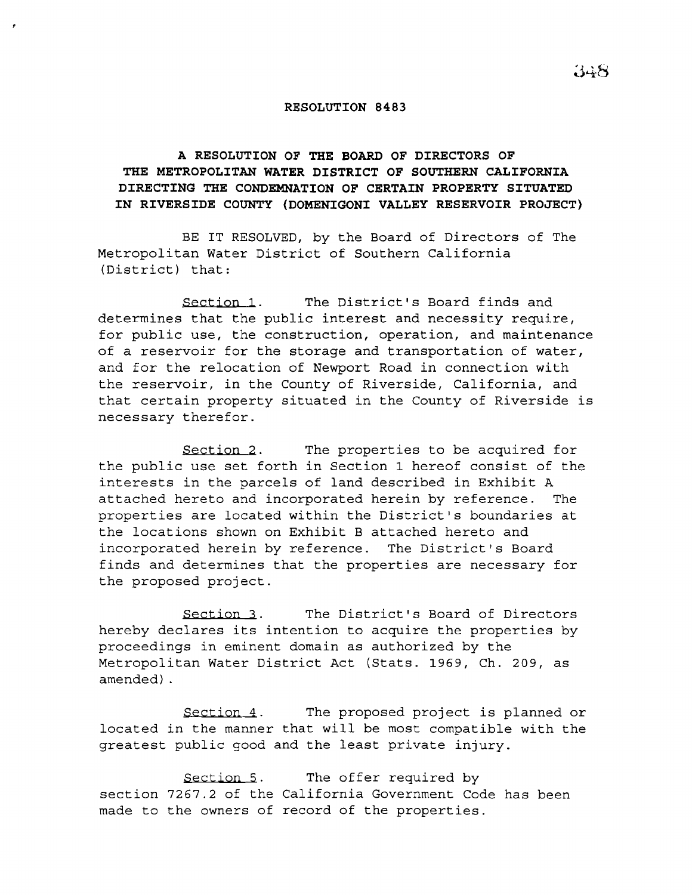# RESOLUTION 8483

## A RESOLUTION OF THE BOARD OF DIRECTORS OF THE METROPOLITAN WATER DISTRICT OF SOUTHERN CALIFORNIA DIRECTING THE CONDEMNATION OF CERTAIN PROPERTY SITUATED IN RIVERSIDE COUNTY (DOMENIGONI VALLEY RESERVOIR PROJECT)

BE IT RESOLVED, by the Board of Directors of The Metropolitan Water District of Southern California (District) that:

Section 1. The District's Board finds and determines that the public interest and necessity require, for public use, the construction, operation, and maintenance of a reservoir for the storage and transportation of water, and for the relocation of Newport Road in connection with the reservoir, in the County of Riverside, California, and that certain property situated in the County of Riverside is necessary therefor.

Section 2. The properties to be acquired for the public use set forth in Section 1 hereof consist of the interests in the parcels of land described in Exhibit A attached hereto and incorporated herein by reference. The properties are located within the District's boundaries at the locations shown on Exhibit B attached hereto and incorporated herein by reference. The District's Board finds and determines that the properties are necessary for the proposed project.

Section 3. The District's Board of Directors hereby declares its intention to acquire the properties by proceedings in eminent domain as authorized by the Metropolitan Water District Act (Stats. 1969, Ch. 209, as amended).

Section 4. The proposed project is planned or located in the manner that will be most compatible with the greatest public good and the least private injury.

Section 5. The offer required by section 7267.2 of the California Government Code has been made to the owners of record of the properties.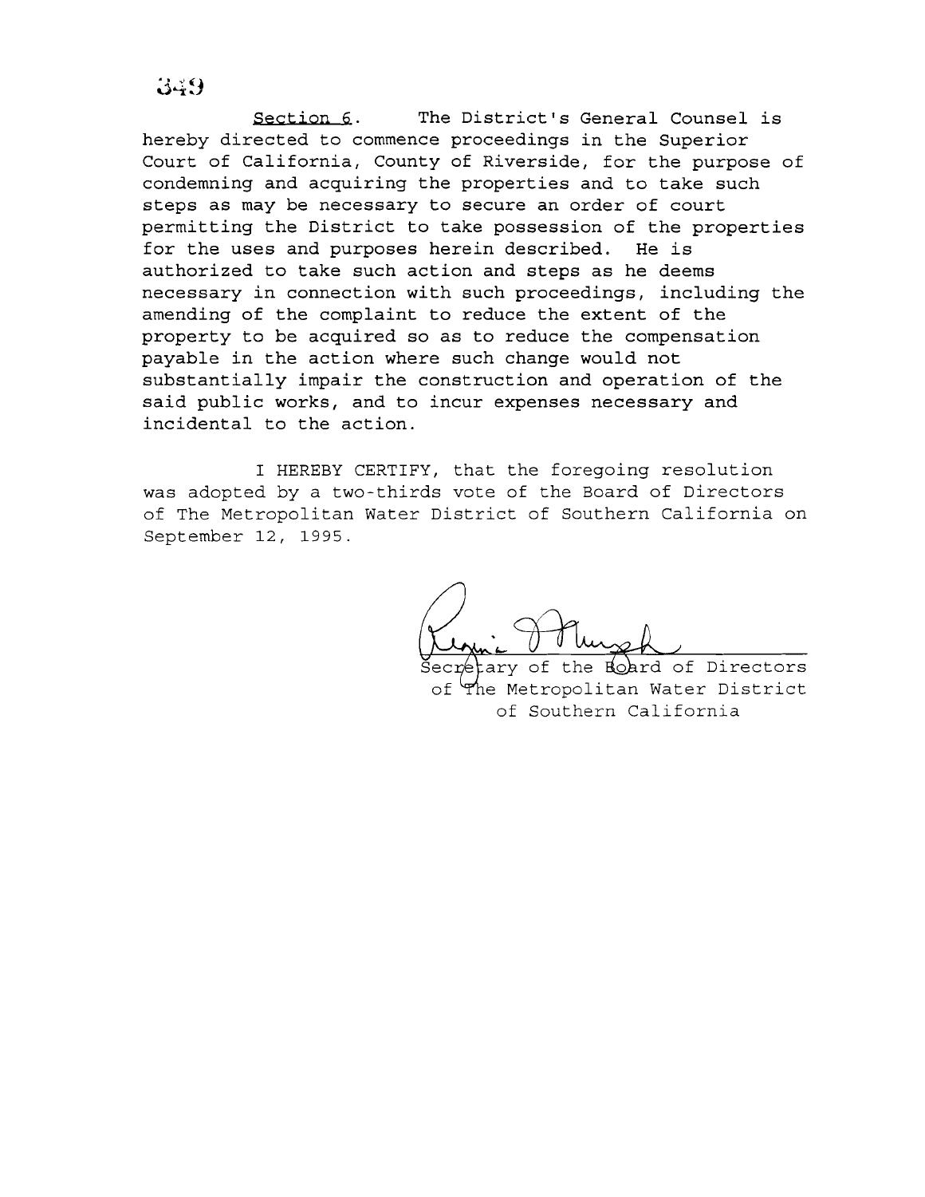<u>Section 6</u>. The District's General Counsel is hereby directed to commence proceedings in the Superior Court of California, County of Riverside, for the purpose of condemning and acquiring the properties and to take such steps as may be necessary to secure an order of court permitting the District to take possession of the properties for the uses and purposes herein described. He is authorized to take such action and steps as he deems necessary in connection with such proceedings, including the amending of the complaint to reduce the extent of the property to be acquired so as to reduce the compensation payable in the action where such change would not substantially impair the construction and operation of the said public works, and to incur expenses necessary and incidental to the action.

I HEREBY CERTIFY, that the foregoing resolution was adopted by a two-thirds vote of the Board of Directors of The Metropolitan Water District of Southern California on September 12, 1995.

Secretary of the Board of Directors
of The Metropolitan Water District
of Southern California